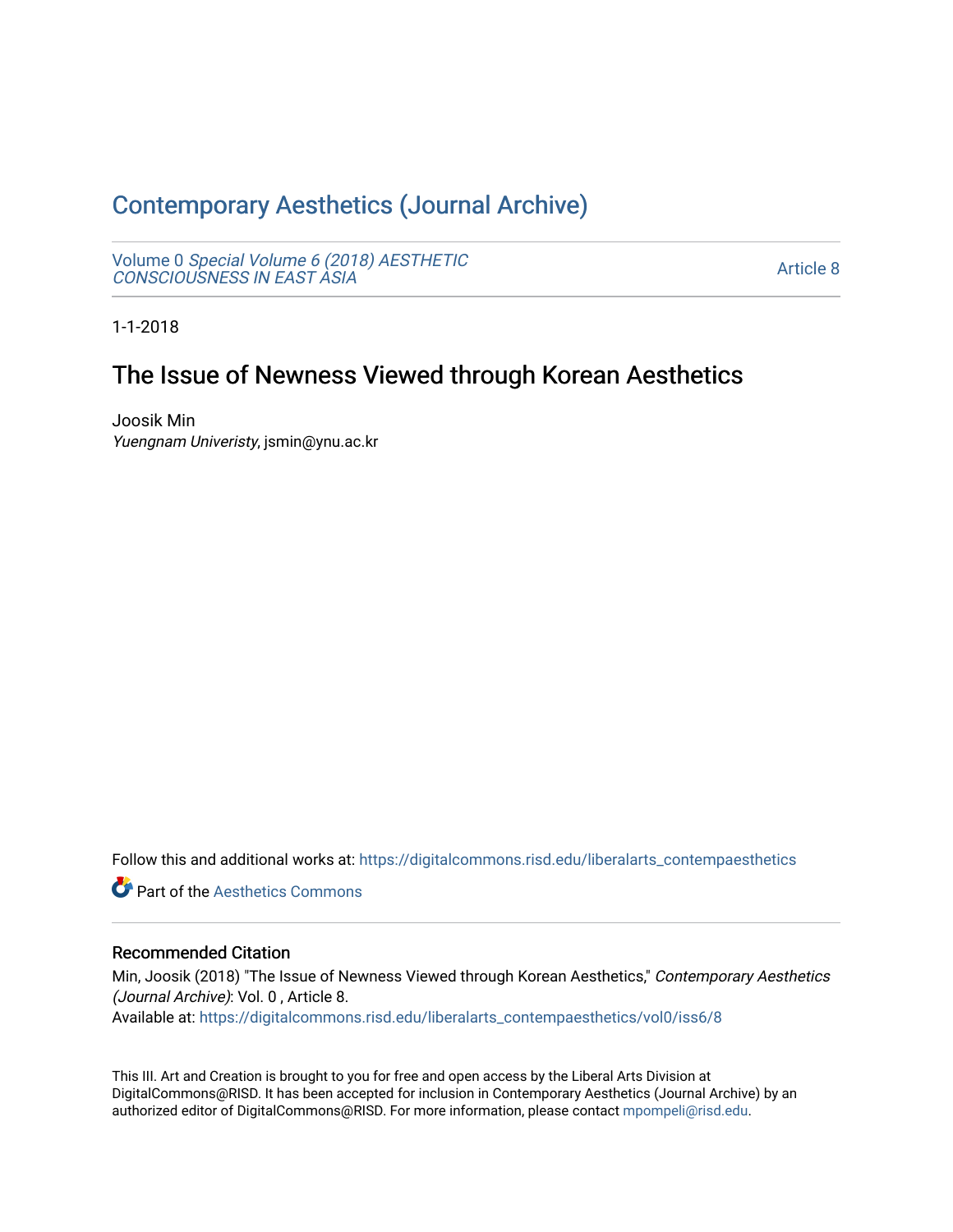# Contemporary Aesthetics (Journal Archive)

Volume 0 *Special Volume 6 (2018) AESTHETIC CONSCIOUSNESS IN EAST ASIA* Article 8

1-1-2018

## The Issue of Newness Viewed through Korean Aesthetics

Joosik Min
*Yuengnam Univeristy*, jsmin@ynu.ac.kr

Follow this and additional works at: https://digitalcommons.risd.edu/liberalarts_contempaesthetics

Part of the Aesthetics Commons

### Recommended Citation

Min, Joosik (2018) "The Issue of Newness Viewed through Korean Aesthetics," *Contemporary Aesthetics (Journal Archive)*: Vol. 0 , Article 8.
Available at: https://digitalcommons.risd.edu/liberalarts_contempaesthetics/vol0/iss6/8

This III. Art and Creation is brought to you for free and open access by the Liberal Arts Division at DigitalCommons@RISD. It has been accepted for inclusion in Contemporary Aesthetics (Journal Archive) by an authorized editor of DigitalCommons@RISD. For more information, please contact mpompeli@risd.edu.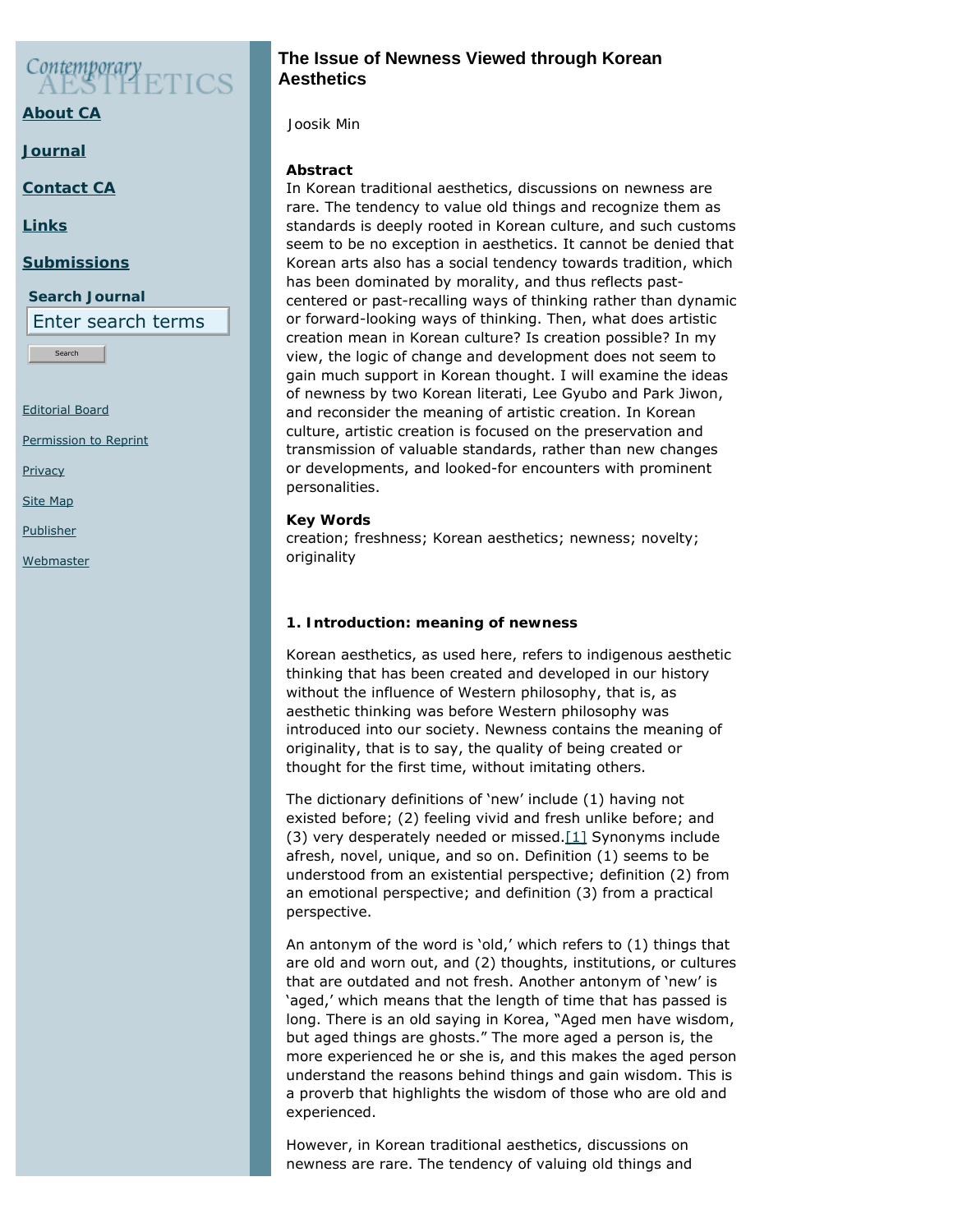# The Issue of Newness Viewed through Korean Aesthetics

Joosik Min

**Abstract**

In Korean traditional aesthetics, discussions on newness are rare. The tendency to value old things and recognize them as standards is deeply rooted in Korean culture, and such customs seem to be no exception in aesthetics. It cannot be denied that Korean arts also has a social tendency towards tradition, which has been dominated by morality, and thus reflects past-centered or past-recalling ways of thinking rather than dynamic or forward-looking ways of thinking. Then, what does artistic creation mean in Korean culture? Is creation possible? In my view, the logic of change and development does not seem to gain much support in Korean thought. I will examine the ideas of newness by two Korean literati, Lee Gyubo and Park Jiwon, and reconsider the meaning of artistic creation. In Korean culture, artistic creation is focused on the preservation and transmission of valuable standards, rather than new changes or developments, and looked-for encounters with prominent personalities.

**Key Words**

creation; freshness; Korean aesthetics; newness; novelty; originality

### 1. Introduction: meaning of newness

Korean aesthetics, as used here, refers to indigenous aesthetic thinking that has been created and developed in our history without the influence of Western philosophy, that is, as aesthetic thinking was before Western philosophy was introduced into our society. Newness contains the meaning of originality, that is to say, the quality of being created or thought for the first time, without imitating others.

The dictionary definitions of 'new' include (1) having not existed before; (2) feeling vivid and fresh unlike before; and (3) very desperately needed or missed.[1] Synonyms include afresh, novel, unique, and so on. Definition (1) seems to be understood from an existential perspective; definition (2) from an emotional perspective; and definition (3) from a practical perspective.

An antonym of the word is 'old,' which refers to (1) things that are old and worn out, and (2) thoughts, institutions, or cultures that are outdated and not fresh. Another antonym of 'new' is 'aged,' which means that the length of time that has passed is long. There is an old saying in Korea, "Aged men have wisdom, but aged things are ghosts." The more aged a person is, the more experienced he or she is, and this makes the aged person understand the reasons behind things and gain wisdom. This is a proverb that highlights the wisdom of those who are old and experienced.

However, in Korean traditional aesthetics, discussions on newness are rare. The tendency of valuing old things and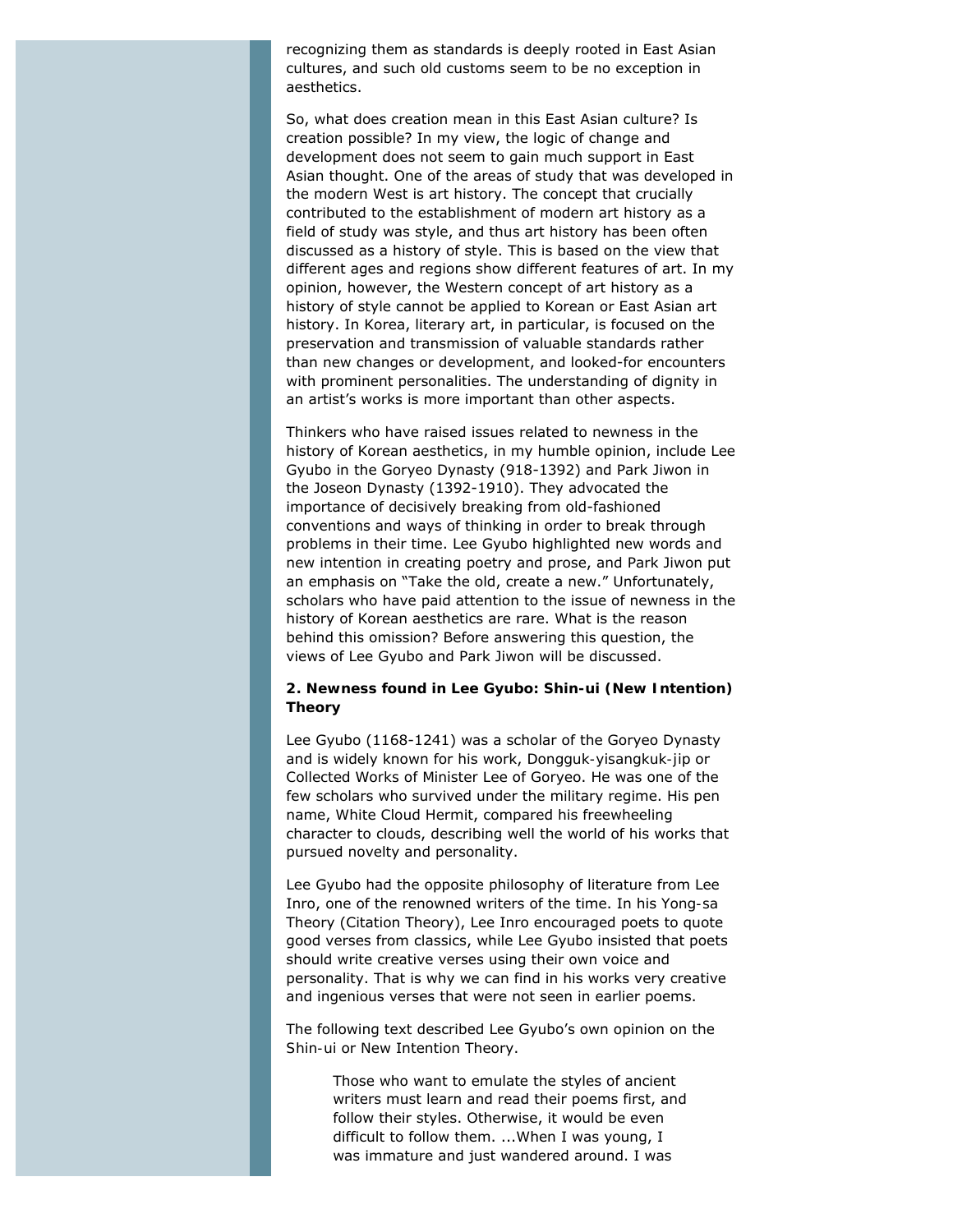recognizing them as standards is deeply rooted in East Asian cultures, and such old customs seem to be no exception in aesthetics.

So, what does creation mean in this East Asian culture? Is creation possible? In my view, the logic of change and development does not seem to gain much support in East Asian thought. One of the areas of study that was developed in the modern West is art history. The concept that crucially contributed to the establishment of modern art history as a field of study was style, and thus art history has been often discussed as a history of style. This is based on the view that different ages and regions show different features of art. In my opinion, however, the Western concept of art history as a history of style cannot be applied to Korean or East Asian art history. In Korea, literary art, in particular, is focused on the preservation and transmission of valuable standards rather than new changes or development, and looked-for encounters with prominent personalities. The understanding of dignity in an artist's works is more important than other aspects.

Thinkers who have raised issues related to newness in the history of Korean aesthetics, in my humble opinion, include Lee Gyubo in the Goryeo Dynasty (918-1392) and Park Jiwon in the Joseon Dynasty (1392-1910). They advocated the importance of decisively breaking from old-fashioned conventions and ways of thinking in order to break through problems in their time. Lee Gyubo highlighted new words and new intention in creating poetry and prose, and Park Jiwon put an emphasis on "Take the old, create a new." Unfortunately, scholars who have paid attention to the issue of newness in the history of Korean aesthetics are rare. What is the reason behind this omission? Before answering this question, the views of Lee Gyubo and Park Jiwon will be discussed.

### 2. Newness found in Lee Gyubo: Shin-ui (New Intention) Theory

Lee Gyubo (1168-1241) was a scholar of the Goryeo Dynasty and is widely known for his work, Dongguk-yisangkuk-jip or Collected Works of Minister Lee of Goryeo. He was one of the few scholars who survived under the military regime. His pen name, White Cloud Hermit, compared his freewheeling character to clouds, describing well the world of his works that pursued novelty and personality.

Lee Gyubo had the opposite philosophy of literature from Lee Inro, one of the renowned writers of the time. In his Yong-sa Theory (Citation Theory), Lee Inro encouraged poets to quote good verses from classics, while Lee Gyubo insisted that poets should write creative verses using their own voice and personality. That is why we can find in his works very creative and ingenious verses that were not seen in earlier poems.

The following text described Lee Gyubo's own opinion on the Shin-ui or New Intention Theory.

> Those who want to emulate the styles of ancient writers must learn and read their poems first, and follow their styles. Otherwise, it would be even difficult to follow them. ...When I was young, I was immature and just wandered around. I was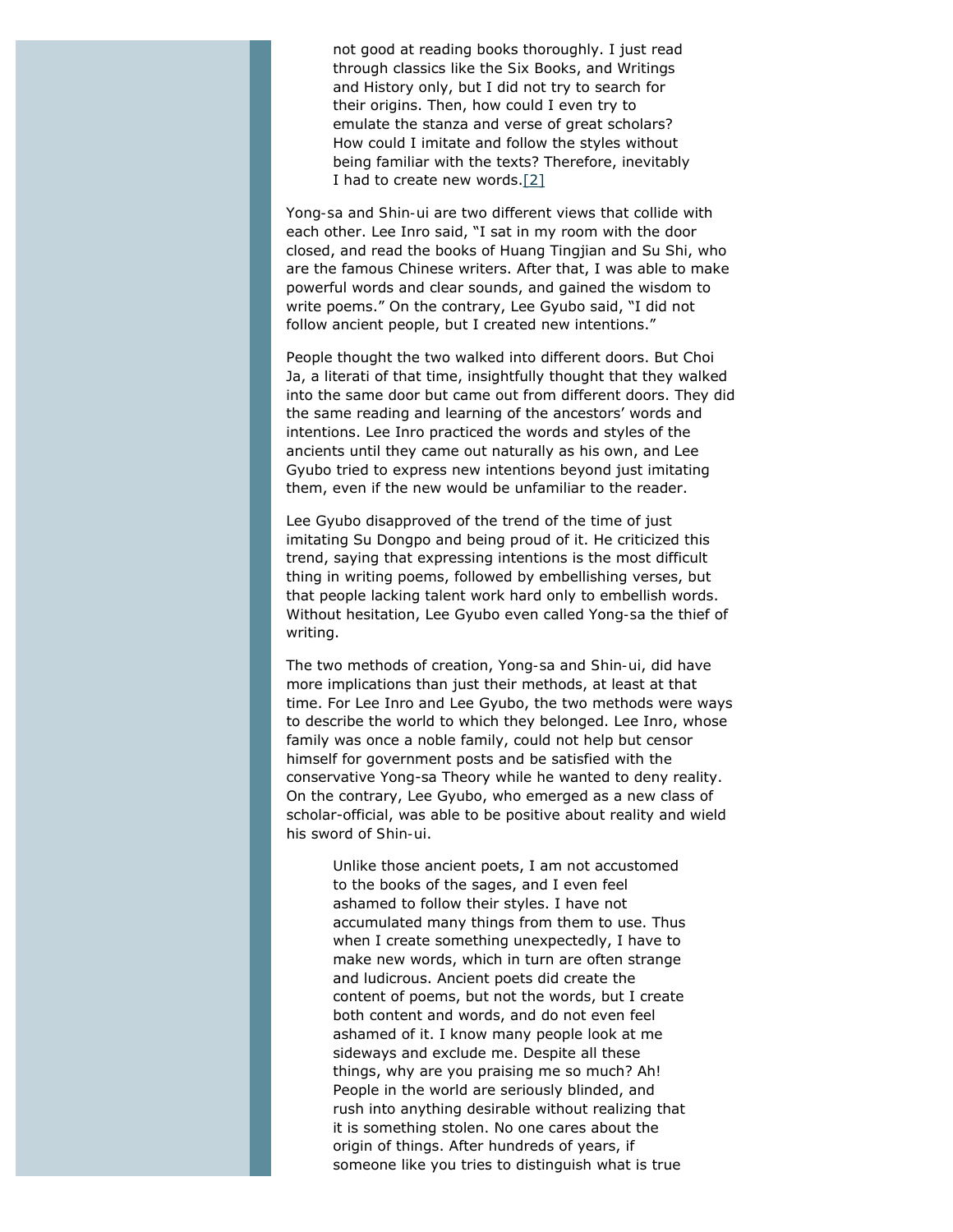> not good at reading books thoroughly. I just read through classics like the Six Books, and Writings and History only, but I did not try to search for their origins. Then, how could I even try to emulate the stanza and verse of great scholars? How could I imitate and follow the styles without being familiar with the texts? Therefore, inevitably I had to create new words.[2]

Yong-sa and Shin-ui are two different views that collide with each other. Lee Inro said, "I sat in my room with the door closed, and read the books of Huang Tingjian and Su Shi, who are the famous Chinese writers. After that, I was able to make powerful words and clear sounds, and gained the wisdom to write poems." On the contrary, Lee Gyubo said, "I did not follow ancient people, but I created new intentions."

People thought the two walked into different doors. But Choi Ja, a literati of that time, insightfully thought that they walked into the same door but came out from different doors. They did the same reading and learning of the ancestors' words and intentions. Lee Inro practiced the words and styles of the ancients until they came out naturally as his own, and Lee Gyubo tried to express new intentions beyond just imitating them, even if the new would be unfamiliar to the reader.

Lee Gyubo disapproved of the trend of the time of just imitating Su Dongpo and being proud of it. He criticized this trend, saying that expressing intentions is the most difficult thing in writing poems, followed by embellishing verses, but that people lacking talent work hard only to embellish words. Without hesitation, Lee Gyubo even called Yong-sa the thief of writing.

The two methods of creation, Yong-sa and Shin-ui, did have more implications than just their methods, at least at that time. For Lee Inro and Lee Gyubo, the two methods were ways to describe the world to which they belonged. Lee Inro, whose family was once a noble family, could not help but censor himself for government posts and be satisfied with the conservative Yong-sa Theory while he wanted to deny reality. On the contrary, Lee Gyubo, who emerged as a new class of scholar-official, was able to be positive about reality and wield his sword of Shin-ui.

> Unlike those ancient poets, I am not accustomed to the books of the sages, and I even feel ashamed to follow their styles. I have not accumulated many things from them to use. Thus when I create something unexpectedly, I have to make new words, which in turn are often strange and ludicrous. Ancient poets did create the content of poems, but not the words, but I create both content and words, and do not even feel ashamed of it. I know many people look at me sideways and exclude me. Despite all these things, why are you praising me so much? Ah! People in the world are seriously blinded, and rush into anything desirable without realizing that it is something stolen. No one cares about the origin of things. After hundreds of years, if someone like you tries to distinguish what is true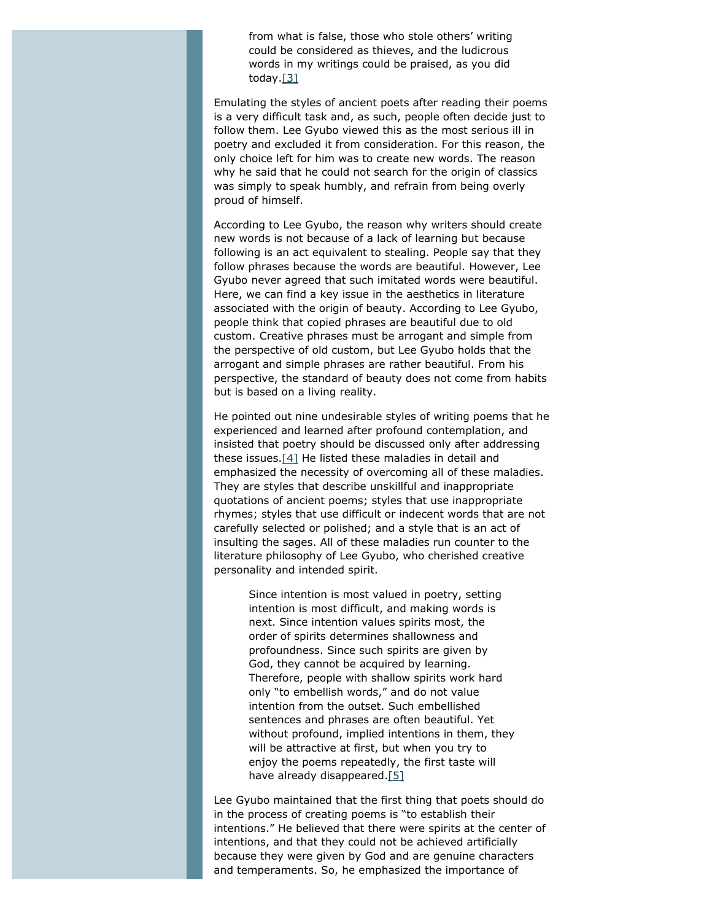> from what is false, those who stole others' writing could be considered as thieves, and the ludicrous words in my writings could be praised, as you did today.[3]

Emulating the styles of ancient poets after reading their poems is a very difficult task and, as such, people often decide just to follow them. Lee Gyubo viewed this as the most serious ill in poetry and excluded it from consideration. For this reason, the only choice left for him was to create new words. The reason why he said that he could not search for the origin of classics was simply to speak humbly, and refrain from being overly proud of himself.

According to Lee Gyubo, the reason why writers should create new words is not because of a lack of learning but because following is an act equivalent to stealing. People say that they follow phrases because the words are beautiful. However, Lee Gyubo never agreed that such imitated words were beautiful. Here, we can find a key issue in the aesthetics in literature associated with the origin of beauty. According to Lee Gyubo, people think that copied phrases are beautiful due to old custom. Creative phrases must be arrogant and simple from the perspective of old custom, but Lee Gyubo holds that the arrogant and simple phrases are rather beautiful. From his perspective, the standard of beauty does not come from habits but is based on a living reality.

He pointed out nine undesirable styles of writing poems that he experienced and learned after profound contemplation, and insisted that poetry should be discussed only after addressing these issues.[4] He listed these maladies in detail and emphasized the necessity of overcoming all of these maladies. They are styles that describe unskillful and inappropriate quotations of ancient poems; styles that use inappropriate rhymes; styles that use difficult or indecent words that are not carefully selected or polished; and a style that is an act of insulting the sages. All of these maladies run counter to the literature philosophy of Lee Gyubo, who cherished creative personality and intended spirit.

> Since intention is most valued in poetry, setting intention is most difficult, and making words is next. Since intention values spirits most, the order of spirits determines shallowness and profoundness. Since such spirits are given by God, they cannot be acquired by learning. Therefore, people with shallow spirits work hard only "to embellish words," and do not value intention from the outset. Such embellished sentences and phrases are often beautiful. Yet without profound, implied intentions in them, they will be attractive at first, but when you try to enjoy the poems repeatedly, the first taste will have already disappeared.[5]

Lee Gyubo maintained that the first thing that poets should do in the process of creating poems is "to establish their intentions." He believed that there were spirits at the center of intentions, and that they could not be achieved artificially because they were given by God and are genuine characters and temperaments. So, he emphasized the importance of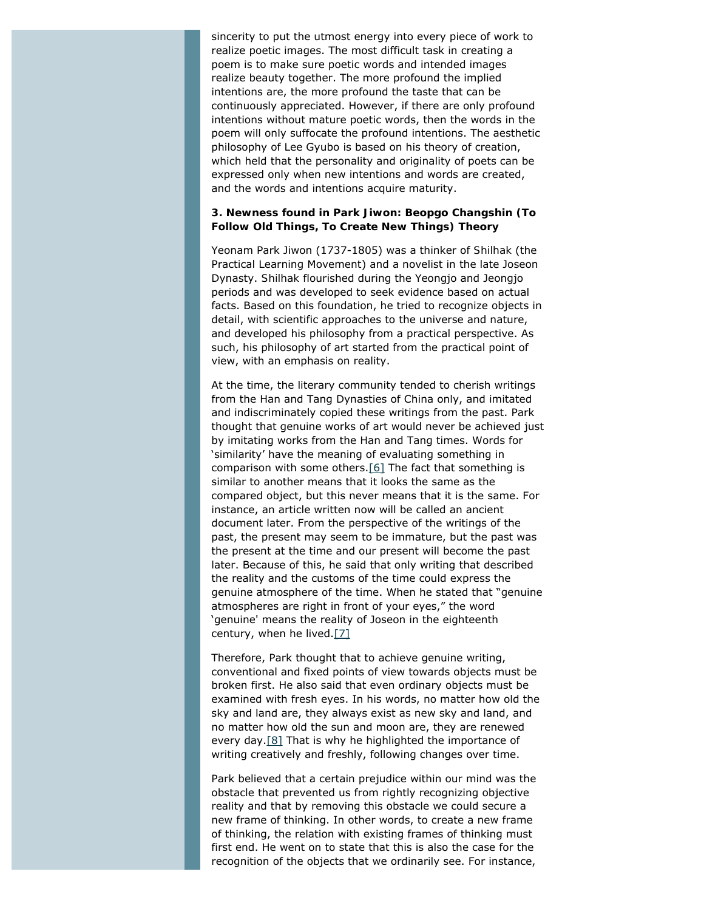sincerity to put the utmost energy into every piece of work to realize poetic images. The most difficult task in creating a poem is to make sure poetic words and intended images realize beauty together. The more profound the implied intentions are, the more profound the taste that can be continuously appreciated. However, if there are only profound intentions without mature poetic words, then the words in the poem will only suffocate the profound intentions. The aesthetic philosophy of Lee Gyubo is based on his theory of creation, which held that the personality and originality of poets can be expressed only when new intentions and words are created, and the words and intentions acquire maturity.

### 3. Newness found in Park Jiwon: Beopgo Changshin (To Follow Old Things, To Create New Things) Theory

Yeonam Park Jiwon (1737-1805) was a thinker of Shilhak (the Practical Learning Movement) and a novelist in the late Joseon Dynasty. Shilhak flourished during the Yeongjo and Jeongjo periods and was developed to seek evidence based on actual facts. Based on this foundation, he tried to recognize objects in detail, with scientific approaches to the universe and nature, and developed his philosophy from a practical perspective. As such, his philosophy of art started from the practical point of view, with an emphasis on reality.

At the time, the literary community tended to cherish writings from the Han and Tang Dynasties of China only, and imitated and indiscriminately copied these writings from the past. Park thought that genuine works of art would never be achieved just by imitating works from the Han and Tang times. Words for 'similarity' have the meaning of evaluating something in comparison with some others.[6] The fact that something is similar to another means that it looks the same as the compared object, but this never means that it is the same. For instance, an article written now will be called an ancient document later. From the perspective of the writings of the past, the present may seem to be immature, but the past was the present at the time and our present will become the past later. Because of this, he said that only writing that described the reality and the customs of the time could express the genuine atmosphere of the time. When he stated that "genuine atmospheres are right in front of your eyes," the word 'genuine' means the reality of Joseon in the eighteenth century, when he lived.[7]

Therefore, Park thought that to achieve genuine writing, conventional and fixed points of view towards objects must be broken first. He also said that even ordinary objects must be examined with fresh eyes. In his words, no matter how old the sky and land are, they always exist as new sky and land, and no matter how old the sun and moon are, they are renewed every day.[8] That is why he highlighted the importance of writing creatively and freshly, following changes over time.

Park believed that a certain prejudice within our mind was the obstacle that prevented us from rightly recognizing objective reality and that by removing this obstacle we could secure a new frame of thinking. In other words, to create a new frame of thinking, the relation with existing frames of thinking must first end. He went on to state that this is also the case for the recognition of the objects that we ordinarily see. For instance,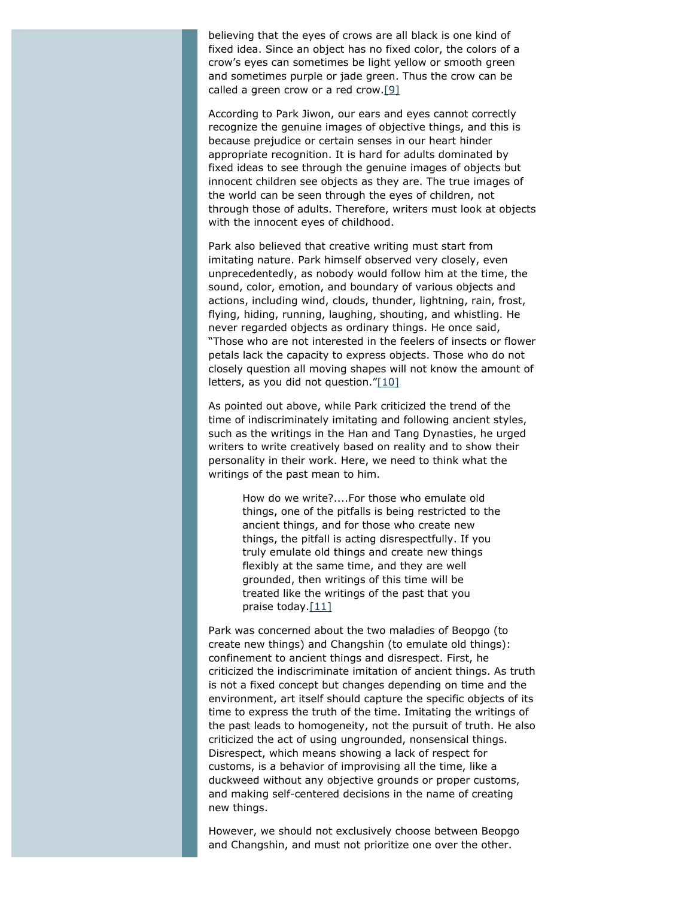believing that the eyes of crows are all black is one kind of fixed idea. Since an object has no fixed color, the colors of a crow's eyes can sometimes be light yellow or smooth green and sometimes purple or jade green. Thus the crow can be called a green crow or a red crow.[9]

According to Park Jiwon, our ears and eyes cannot correctly recognize the genuine images of objective things, and this is because prejudice or certain senses in our heart hinder appropriate recognition. It is hard for adults dominated by fixed ideas to see through the genuine images of objects but innocent children see objects as they are. The true images of the world can be seen through the eyes of children, not through those of adults. Therefore, writers must look at objects with the innocent eyes of childhood.

Park also believed that creative writing must start from imitating nature. Park himself observed very closely, even unprecedentedly, as nobody would follow him at the time, the sound, color, emotion, and boundary of various objects and actions, including wind, clouds, thunder, lightning, rain, frost, flying, hiding, running, laughing, shouting, and whistling. He never regarded objects as ordinary things. He once said, "Those who are not interested in the feelers of insects or flower petals lack the capacity to express objects. Those who do not closely question all moving shapes will not know the amount of letters, as you did not question."[10]

As pointed out above, while Park criticized the trend of the time of indiscriminately imitating and following ancient styles, such as the writings in the Han and Tang Dynasties, he urged writers to write creatively based on reality and to show their personality in their work. Here, we need to think what the writings of the past mean to him.

> How do we write?....For those who emulate old things, one of the pitfalls is being restricted to the ancient things, and for those who create new things, the pitfall is acting disrespectfully. If you truly emulate old things and create new things flexibly at the same time, and they are well grounded, then writings of this time will be treated like the writings of the past that you praise today.[11]

Park was concerned about the two maladies of Beopgo (to create new things) and Changshin (to emulate old things): confinement to ancient things and disrespect. First, he criticized the indiscriminate imitation of ancient things. As truth is not a fixed concept but changes depending on time and the environment, art itself should capture the specific objects of its time to express the truth of the time. Imitating the writings of the past leads to homogeneity, not the pursuit of truth. He also criticized the act of using ungrounded, nonsensical things. Disrespect, which means showing a lack of respect for customs, is a behavior of improvising all the time, like a duckweed without any objective grounds or proper customs, and making self-centered decisions in the name of creating new things.

However, we should not exclusively choose between Beopgo and Changshin, and must not prioritize one over the other.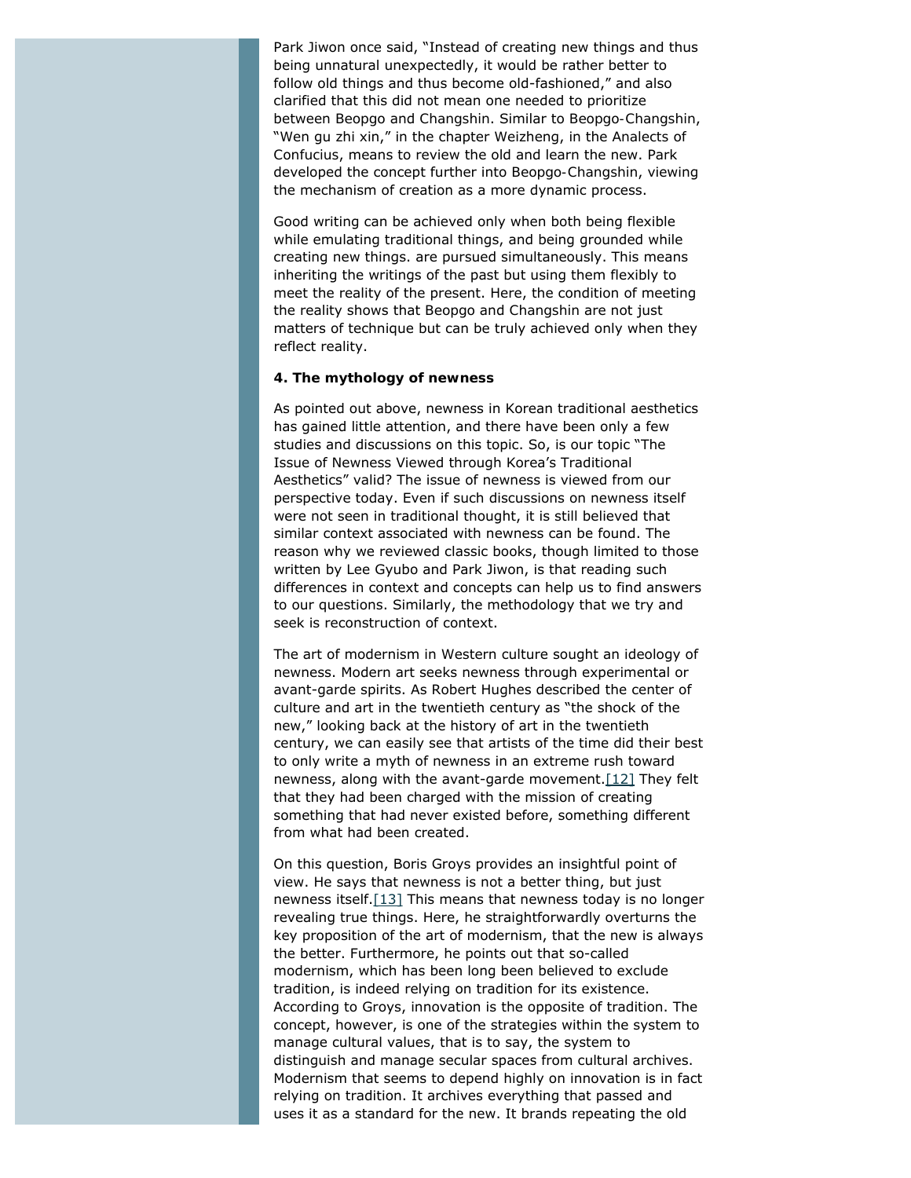Park Jiwon once said, "Instead of creating new things and thus being unnatural unexpectedly, it would be rather better to follow old things and thus become old-fashioned," and also clarified that this did not mean one needed to prioritize between Beopgo and Changshin. Similar to Beopgo-Changshin, "Wen gu zhi xin," in the chapter Weizheng, in the Analects of Confucius, means to review the old and learn the new. Park developed the concept further into Beopgo-Changshin, viewing the mechanism of creation as a more dynamic process.

Good writing can be achieved only when both being flexible while emulating traditional things, and being grounded while creating new things. are pursued simultaneously. This means inheriting the writings of the past but using them flexibly to meet the reality of the present. Here, the condition of meeting the reality shows that Beopgo and Changshin are not just matters of technique but can be truly achieved only when they reflect reality.

**4. The mythology of newness**

As pointed out above, newness in Korean traditional aesthetics has gained little attention, and there have been only a few studies and discussions on this topic. So, is our topic "The Issue of Newness Viewed through Korea's Traditional Aesthetics" valid? The issue of newness is viewed from our perspective today. Even if such discussions on newness itself were not seen in traditional thought, it is still believed that similar context associated with newness can be found. The reason why we reviewed classic books, though limited to those written by Lee Gyubo and Park Jiwon, is that reading such differences in context and concepts can help us to find answers to our questions. Similarly, the methodology that we try and seek is reconstruction of context.

The art of modernism in Western culture sought an ideology of newness. Modern art seeks newness through experimental or avant-garde spirits. As Robert Hughes described the center of culture and art in the twentieth century as "the shock of the new," looking back at the history of art in the twentieth century, we can easily see that artists of the time did their best to only write a myth of newness in an extreme rush toward newness, along with the avant-garde movement.[12] They felt that they had been charged with the mission of creating something that had never existed before, something different from what had been created.

On this question, Boris Groys provides an insightful point of view. He says that newness is not a better thing, but just newness itself.[13] This means that newness today is no longer revealing true things. Here, he straightforwardly overturns the key proposition of the art of modernism, that the new is always the better. Furthermore, he points out that so-called modernism, which has been long been believed to exclude tradition, is indeed relying on tradition for its existence. According to Groys, innovation is the opposite of tradition. The concept, however, is one of the strategies within the system to manage cultural values, that is to say, the system to distinguish and manage secular spaces from cultural archives. Modernism that seems to depend highly on innovation is in fact relying on tradition. It archives everything that passed and uses it as a standard for the new. It brands repeating the old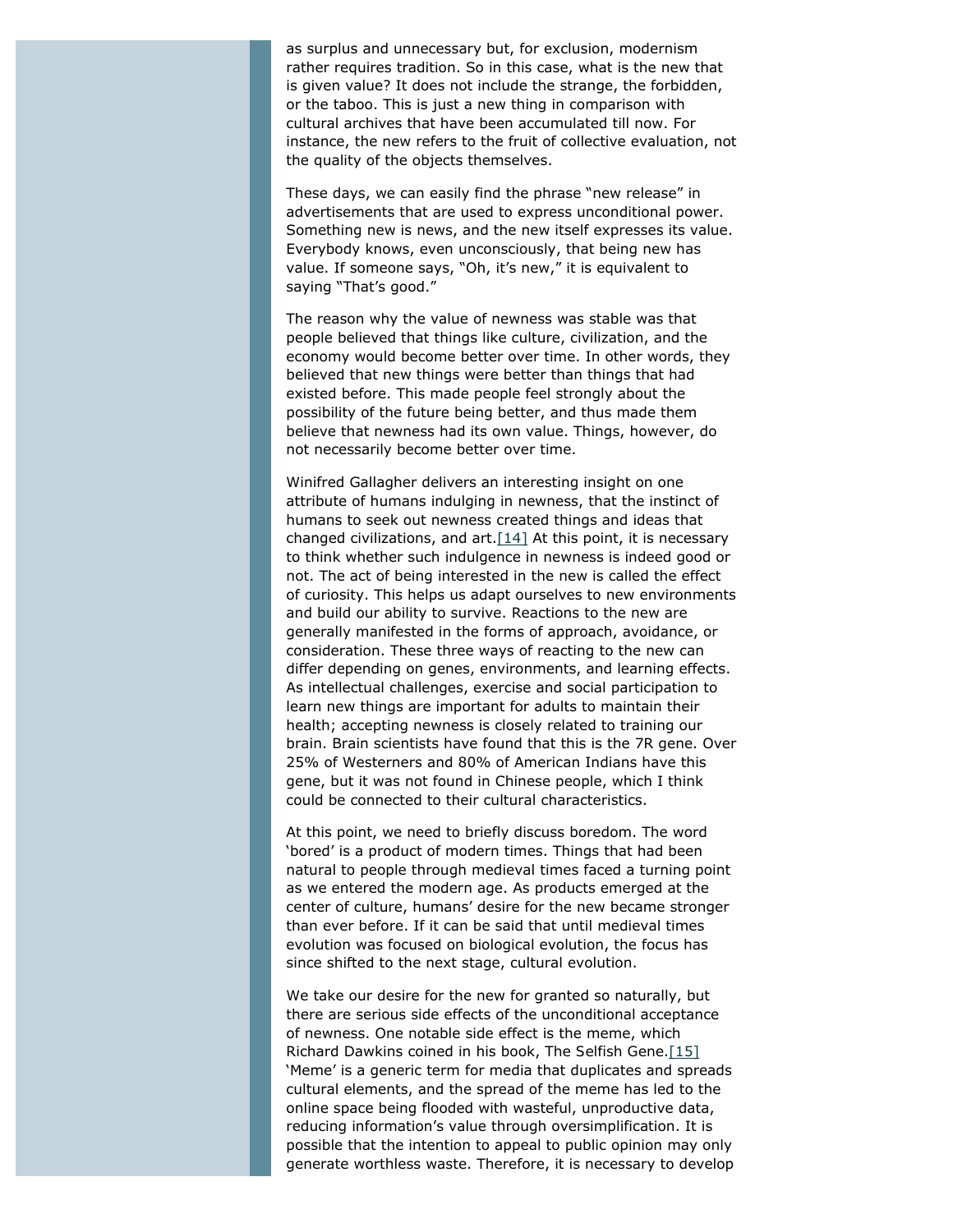as surplus and unnecessary but, for exclusion, modernism rather requires tradition. So in this case, what is the new that is given value? It does not include the strange, the forbidden, or the taboo. This is just a new thing in comparison with cultural archives that have been accumulated till now. For instance, the new refers to the fruit of collective evaluation, not the quality of the objects themselves.

These days, we can easily find the phrase "new release" in advertisements that are used to express unconditional power. Something new is news, and the new itself expresses its value. Everybody knows, even unconsciously, that being new has value. If someone says, "Oh, it's new," it is equivalent to saying "That's good."

The reason why the value of newness was stable was that people believed that things like culture, civilization, and the economy would become better over time. In other words, they believed that new things were better than things that had existed before. This made people feel strongly about the possibility of the future being better, and thus made them believe that newness had its own value. Things, however, do not necessarily become better over time.

Winifred Gallagher delivers an interesting insight on one attribute of humans indulging in newness, that the instinct of humans to seek out newness created things and ideas that changed civilizations, and art.[14] At this point, it is necessary to think whether such indulgence in newness is indeed good or not. The act of being interested in the new is called the effect of curiosity. This helps us adapt ourselves to new environments and build our ability to survive. Reactions to the new are generally manifested in the forms of approach, avoidance, or consideration. These three ways of reacting to the new can differ depending on genes, environments, and learning effects. As intellectual challenges, exercise and social participation to learn new things are important for adults to maintain their health; accepting newness is closely related to training our brain. Brain scientists have found that this is the 7R gene. Over 25% of Westerners and 80% of American Indians have this gene, but it was not found in Chinese people, which I think could be connected to their cultural characteristics.

At this point, we need to briefly discuss boredom. The word 'bored' is a product of modern times. Things that had been natural to people through medieval times faced a turning point as we entered the modern age. As products emerged at the center of culture, humans' desire for the new became stronger than ever before. If it can be said that until medieval times evolution was focused on biological evolution, the focus has since shifted to the next stage, cultural evolution.

We take our desire for the new for granted so naturally, but there are serious side effects of the unconditional acceptance of newness. One notable side effect is the meme, which Richard Dawkins coined in his book, The Selfish Gene.[15] 'Meme' is a generic term for media that duplicates and spreads cultural elements, and the spread of the meme has led to the online space being flooded with wasteful, unproductive data, reducing information's value through oversimplification. It is possible that the intention to appeal to public opinion may only generate worthless waste. Therefore, it is necessary to develop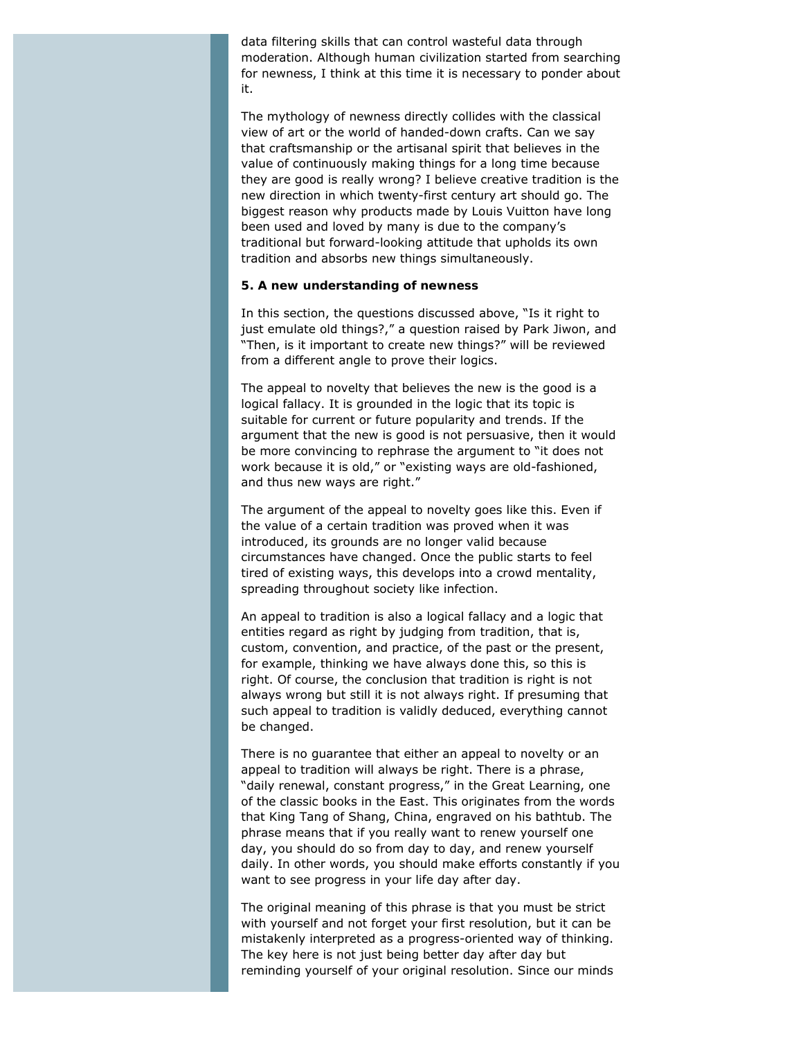data filtering skills that can control wasteful data through moderation. Although human civilization started from searching for newness, I think at this time it is necessary to ponder about it.

The mythology of newness directly collides with the classical view of art or the world of handed-down crafts. Can we say that craftsmanship or the artisanal spirit that believes in the value of continuously making things for a long time because they are good is really wrong? I believe creative tradition is the new direction in which twenty-first century art should go. The biggest reason why products made by Louis Vuitton have long been used and loved by many is due to the company's traditional but forward-looking attitude that upholds its own tradition and absorbs new things simultaneously.

**5. A new understanding of newness**

In this section, the questions discussed above, "Is it right to just emulate old things?," a question raised by Park Jiwon, and "Then, is it important to create new things?" will be reviewed from a different angle to prove their logics.

The appeal to novelty that believes the new is the good is a logical fallacy. It is grounded in the logic that its topic is suitable for current or future popularity and trends. If the argument that the new is good is not persuasive, then it would be more convincing to rephrase the argument to "it does not work because it is old," or "existing ways are old-fashioned, and thus new ways are right."

The argument of the appeal to novelty goes like this. Even if the value of a certain tradition was proved when it was introduced, its grounds are no longer valid because circumstances have changed. Once the public starts to feel tired of existing ways, this develops into a crowd mentality, spreading throughout society like infection.

An appeal to tradition is also a logical fallacy and a logic that entities regard as right by judging from tradition, that is, custom, convention, and practice, of the past or the present, for example, thinking we have always done this, so this is right. Of course, the conclusion that tradition is right is not always wrong but still it is not always right. If presuming that such appeal to tradition is validly deduced, everything cannot be changed.

There is no guarantee that either an appeal to novelty or an appeal to tradition will always be right. There is a phrase, "daily renewal, constant progress," in the Great Learning, one of the classic books in the East. This originates from the words that King Tang of Shang, China, engraved on his bathtub. The phrase means that if you really want to renew yourself one day, you should do so from day to day, and renew yourself daily. In other words, you should make efforts constantly if you want to see progress in your life day after day.

The original meaning of this phrase is that you must be strict with yourself and not forget your first resolution, but it can be mistakenly interpreted as a progress-oriented way of thinking. The key here is not just being better day after day but reminding yourself of your original resolution. Since our minds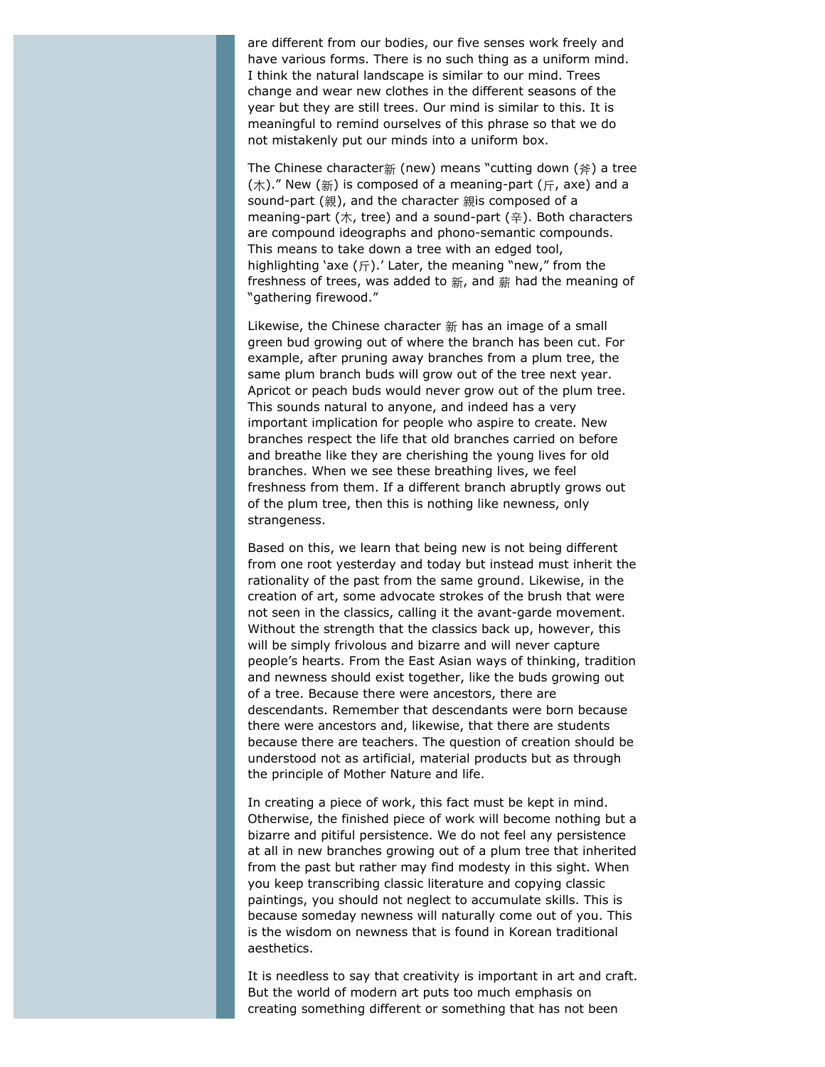are different from our bodies, our five senses work freely and have various forms. There is no such thing as a uniform mind. I think the natural landscape is similar to our mind. Trees change and wear new clothes in the different seasons of the year but they are still trees. Our mind is similar to this. It is meaningful to remind ourselves of this phrase so that we do not mistakenly put our minds into a uniform box.

The Chinese character新 (new) means "cutting down (斧) a tree (木)." New (新) is composed of a meaning-part (斤, axe) and a sound-part (親), and the character 親is composed of a meaning-part (木, tree) and a sound-part (辛). Both characters are compound ideographs and phono-semantic compounds. This means to take down a tree with an edged tool, highlighting 'axe (斤).' Later, the meaning "new," from the freshness of trees, was added to 新, and 薪 had the meaning of "gathering firewood."

Likewise, the Chinese character 新 has an image of a small green bud growing out of where the branch has been cut. For example, after pruning away branches from a plum tree, the same plum branch buds will grow out of the tree next year. Apricot or peach buds would never grow out of the plum tree. This sounds natural to anyone, and indeed has a very important implication for people who aspire to create. New branches respect the life that old branches carried on before and breathe like they are cherishing the young lives for old branches. When we see these breathing lives, we feel freshness from them. If a different branch abruptly grows out of the plum tree, then this is nothing like newness, only strangeness.

Based on this, we learn that being new is not being different from one root yesterday and today but instead must inherit the rationality of the past from the same ground. Likewise, in the creation of art, some advocate strokes of the brush that were not seen in the classics, calling it the avant-garde movement. Without the strength that the classics back up, however, this will be simply frivolous and bizarre and will never capture people's hearts. From the East Asian ways of thinking, tradition and newness should exist together, like the buds growing out of a tree. Because there were ancestors, there are descendants. Remember that descendants were born because there were ancestors and, likewise, that there are students because there are teachers. The question of creation should be understood not as artificial, material products but as through the principle of Mother Nature and life.

In creating a piece of work, this fact must be kept in mind. Otherwise, the finished piece of work will become nothing but a bizarre and pitiful persistence. We do not feel any persistence at all in new branches growing out of a plum tree that inherited from the past but rather may find modesty in this sight. When you keep transcribing classic literature and copying classic paintings, you should not neglect to accumulate skills. This is because someday newness will naturally come out of you. This is the wisdom on newness that is found in Korean traditional aesthetics.

It is needless to say that creativity is important in art and craft. But the world of modern art puts too much emphasis on creating something different or something that has not been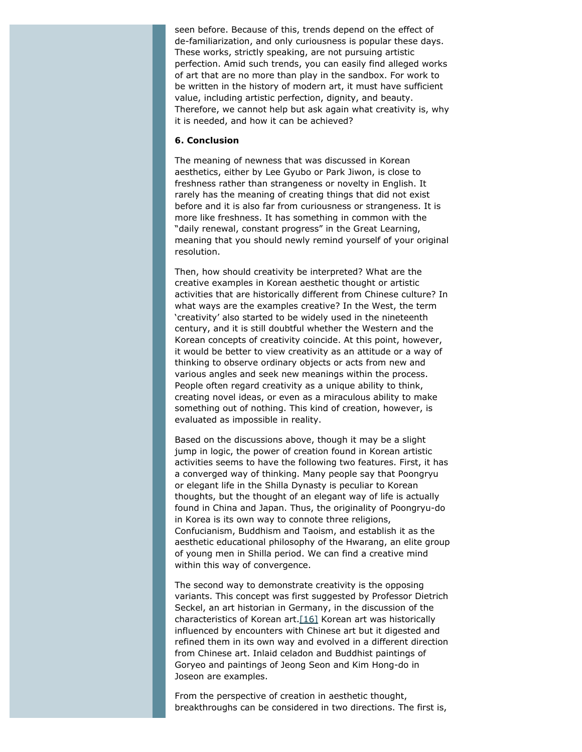seen before. Because of this, trends depend on the effect of de-familiarization, and only curiousness is popular these days. These works, strictly speaking, are not pursuing artistic perfection. Amid such trends, you can easily find alleged works of art that are no more than play in the sandbox. For work to be written in the history of modern art, it must have sufficient value, including artistic perfection, dignity, and beauty. Therefore, we cannot help but ask again what creativity is, why it is needed, and how it can be achieved?

**6. Conclusion**

The meaning of newness that was discussed in Korean aesthetics, either by Lee Gyubo or Park Jiwon, is close to freshness rather than strangeness or novelty in English. It rarely has the meaning of creating things that did not exist before and it is also far from curiousness or strangeness. It is more like freshness. It has something in common with the "daily renewal, constant progress" in the Great Learning, meaning that you should newly remind yourself of your original resolution.

Then, how should creativity be interpreted? What are the creative examples in Korean aesthetic thought or artistic activities that are historically different from Chinese culture? In what ways are the examples creative? In the West, the term 'creativity' also started to be widely used in the nineteenth century, and it is still doubtful whether the Western and the Korean concepts of creativity coincide. At this point, however, it would be better to view creativity as an attitude or a way of thinking to observe ordinary objects or acts from new and various angles and seek new meanings within the process. People often regard creativity as a unique ability to think, creating novel ideas, or even as a miraculous ability to make something out of nothing. This kind of creation, however, is evaluated as impossible in reality.

Based on the discussions above, though it may be a slight jump in logic, the power of creation found in Korean artistic activities seems to have the following two features. First, it has a converged way of thinking. Many people say that Poongryu or elegant life in the Shilla Dynasty is peculiar to Korean thoughts, but the thought of an elegant way of life is actually found in China and Japan. Thus, the originality of Poongryu-do in Korea is its own way to connote three religions, Confucianism, Buddhism and Taoism, and establish it as the aesthetic educational philosophy of the Hwarang, an elite group of young men in Shilla period. We can find a creative mind within this way of convergence.

The second way to demonstrate creativity is the opposing variants. This concept was first suggested by Professor Dietrich Seckel, an art historian in Germany, in the discussion of the characteristics of Korean art.[16] Korean art was historically influenced by encounters with Chinese art but it digested and refined them in its own way and evolved in a different direction from Chinese art. Inlaid celadon and Buddhist paintings of Goryeo and paintings of Jeong Seon and Kim Hong-do in Joseon are examples.

From the perspective of creation in aesthetic thought, breakthroughs can be considered in two directions. The first is,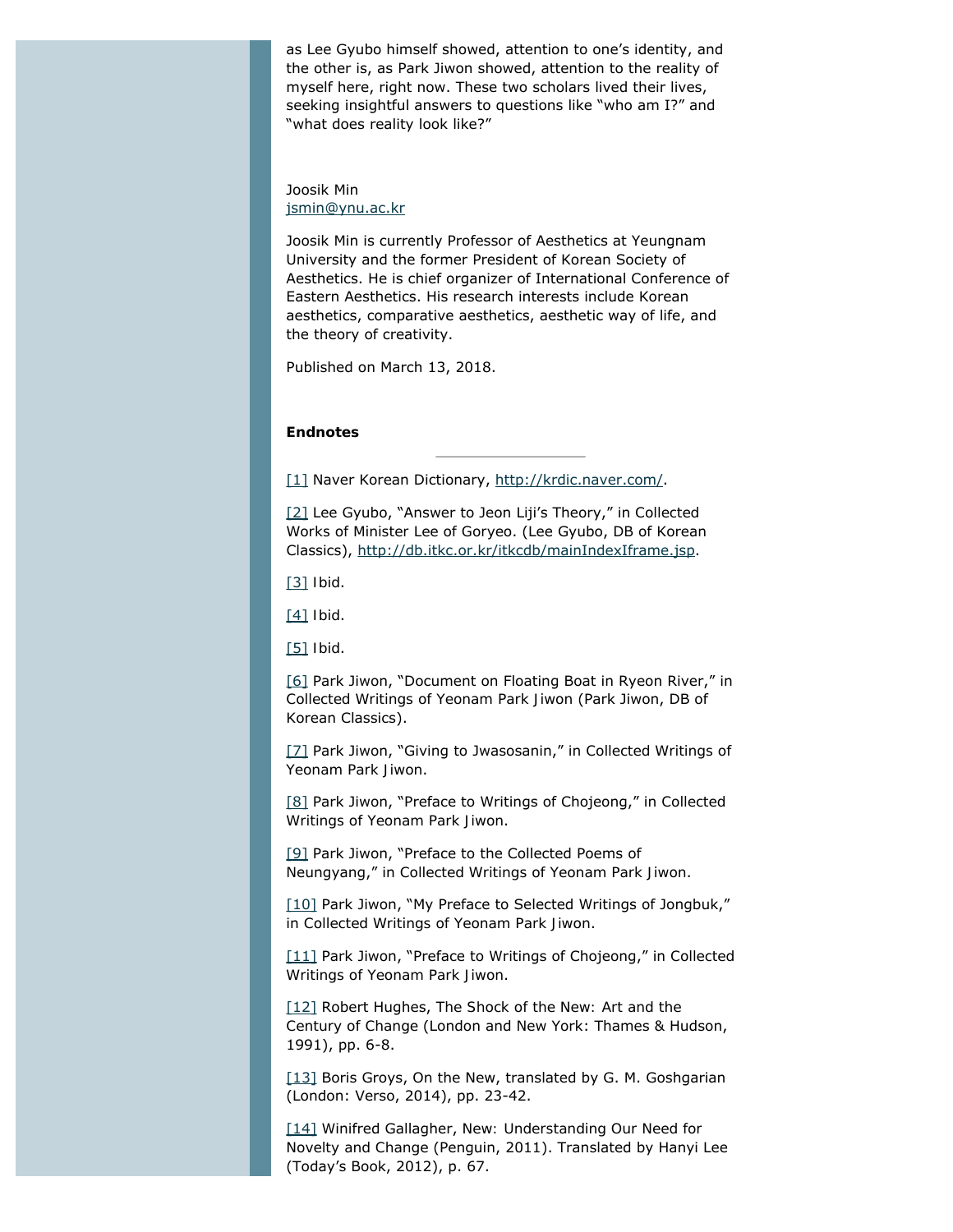as Lee Gyubo himself showed, attention to one's identity, and the other is, as Park Jiwon showed, attention to the reality of myself here, right now. These two scholars lived their lives, seeking insightful answers to questions like "who am I?" and "what does reality look like?"

Joosik Min
jsmin@ynu.ac.kr

Joosik Min is currently Professor of Aesthetics at Yeungnam University and the former President of Korean Society of Aesthetics. He is chief organizer of International Conference of Eastern Aesthetics. His research interests include Korean aesthetics, comparative aesthetics, aesthetic way of life, and the theory of creativity.

Published on March 13, 2018.

**Endnotes**

---

[1] Naver Korean Dictionary, http://krdic.naver.com/.

[2] Lee Gyubo, "Answer to Jeon Liji's Theory," in Collected Works of Minister Lee of Goryeo. (Lee Gyubo, DB of Korean Classics), http://db.itkc.or.kr/itkcdb/mainIndexIframe.jsp.

[3] Ibid.

[4] Ibid.

[5] Ibid.

[6] Park Jiwon, "Document on Floating Boat in Ryeon River," in Collected Writings of Yeonam Park Jiwon (Park Jiwon, DB of Korean Classics).

[7] Park Jiwon, "Giving to Jwasosanin," in Collected Writings of Yeonam Park Jiwon.

[8] Park Jiwon, "Preface to Writings of Chojeong," in Collected Writings of Yeonam Park Jiwon.

[9] Park Jiwon, "Preface to the Collected Poems of Neungyang," in Collected Writings of Yeonam Park Jiwon.

[10] Park Jiwon, "My Preface to Selected Writings of Jongbuk," in Collected Writings of Yeonam Park Jiwon.

[11] Park Jiwon, "Preface to Writings of Chojeong," in Collected Writings of Yeonam Park Jiwon.

[12] Robert Hughes, The Shock of the New: Art and the Century of Change (London and New York: Thames & Hudson, 1991), pp. 6-8.

[13] Boris Groys, On the New, translated by G. M. Goshgarian (London: Verso, 2014), pp. 23-42.

[14] Winifred Gallagher, New: Understanding Our Need for Novelty and Change (Penguin, 2011). Translated by Hanyi Lee (Today's Book, 2012), p. 67.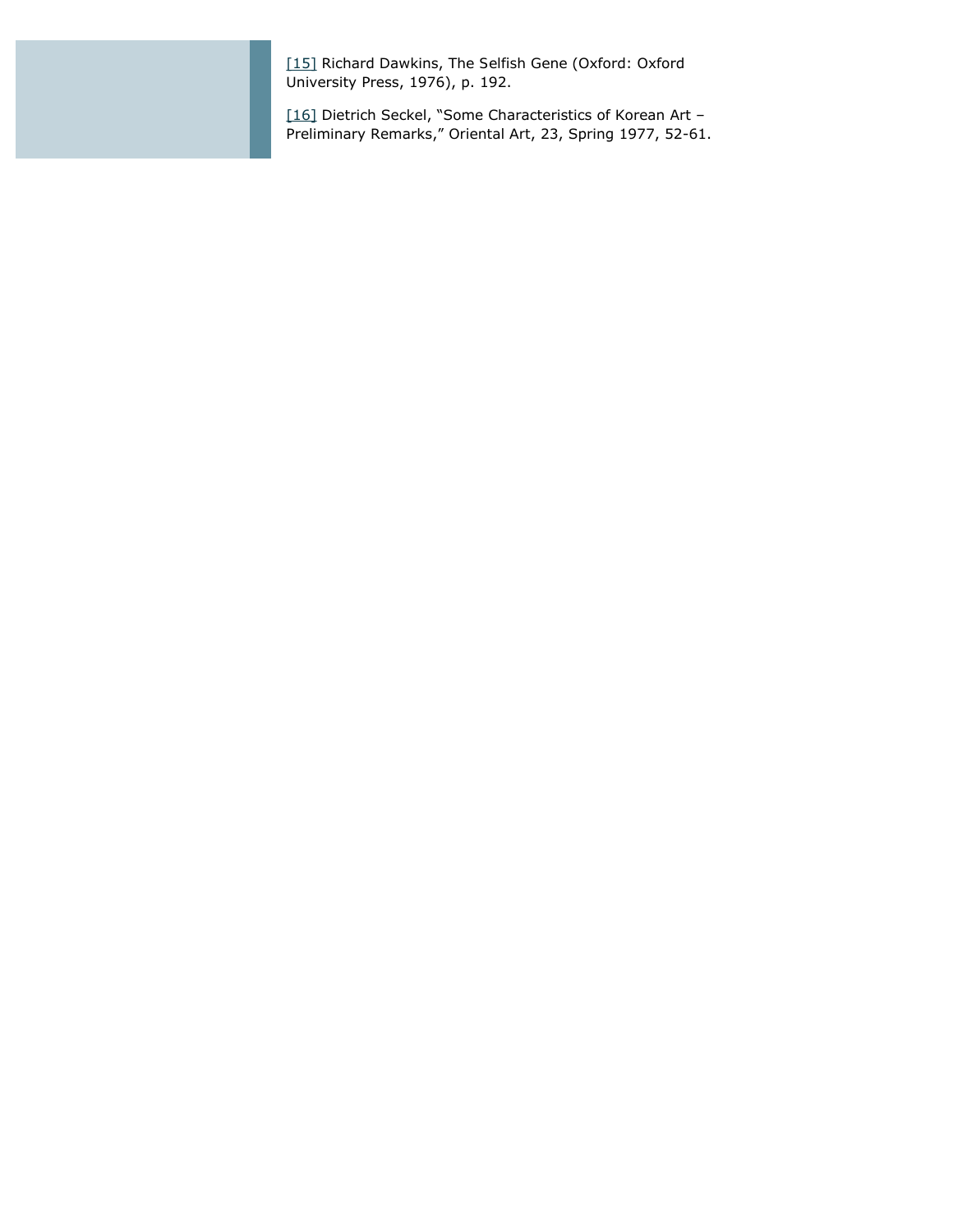[15] Richard Dawkins, The Selfish Gene (Oxford: Oxford University Press, 1976), p. 192.

[16] Dietrich Seckel, "Some Characteristics of Korean Art – Preliminary Remarks," Oriental Art, 23, Spring 1977, 52-61.